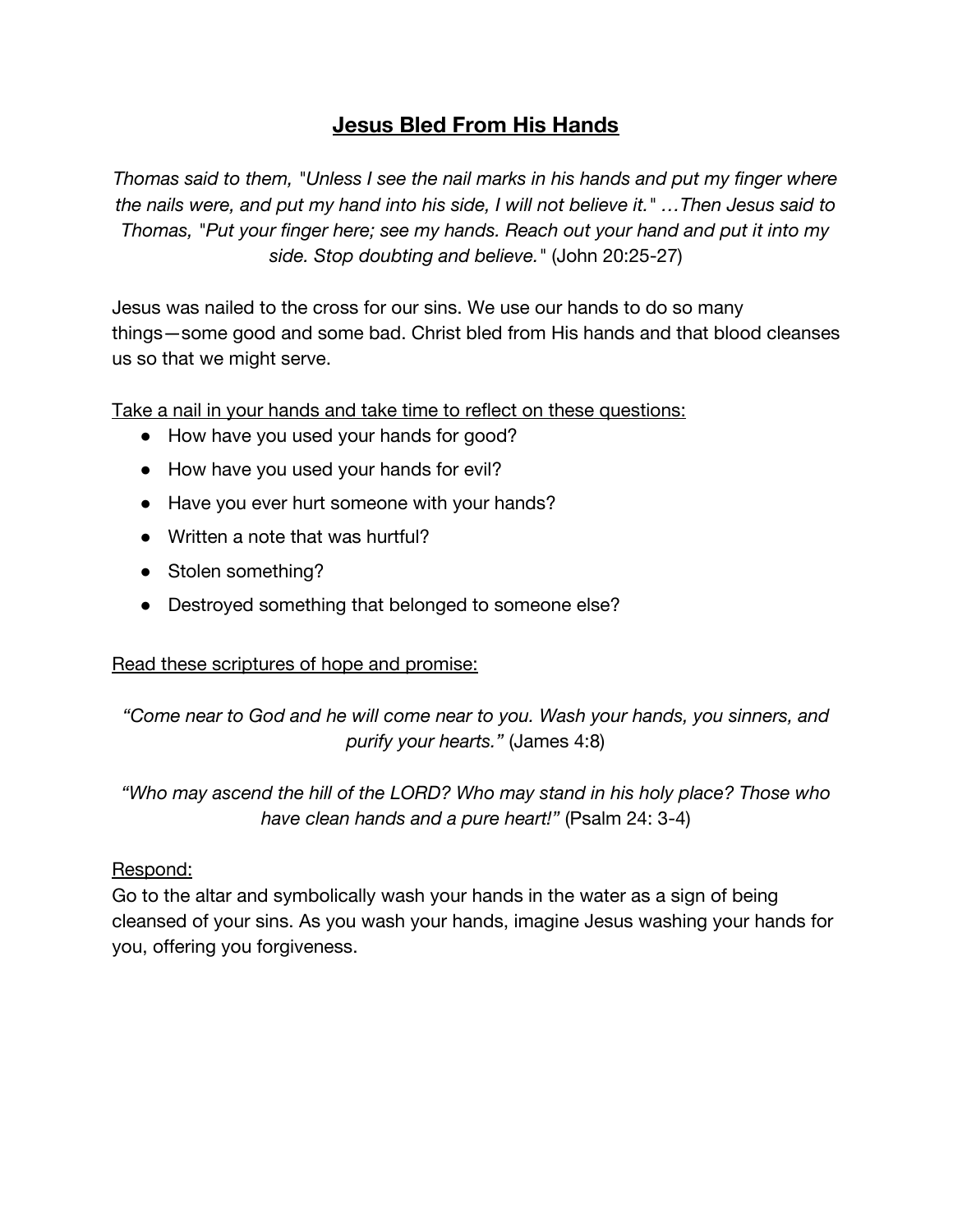# **Jesus Bled From His Hands**

*Thomas said to them, "Unless I see the nail marks in his hands and put my finger where the nails were, and put my hand into his side, I will not believe it." …Then Jesus said to Thomas, "Put your finger here; see my hands. Reach out your hand and put it into my side. Stop doubting and believe."* (John 20:25-27)

Jesus was nailed to the cross for our sins. We use our hands to do so many things—some good and some bad. Christ bled from His hands and that blood cleanses us so that we might serve.

<u>Take a nail in your hands and take time to reflect on these questions:</u>

- How have you used your hands for good?
- How have you used your hands for evil?
- Have you ever hurt someone with your hands?
- Written a note that was hurtful?
- Stolen something?
- Destroyed something that belonged to someone else?

<u>Read these scriptures of hope and promise:</u>

*"Come near to God and he will come near to you. Wash your hands, you sinners, and purify your hearts."* (James 4:8)

*"Who may ascend the hill of the LORD? Who may stand in his holy place? Those who have clean hands and a pure heart!"* (Psalm 24: 3-4)

<u>Respond:</u>
Go to the altar and symbolically wash your hands in the water as a sign of being cleansed of your sins. As you wash your hands, imagine Jesus washing your hands for you, offering you forgiveness.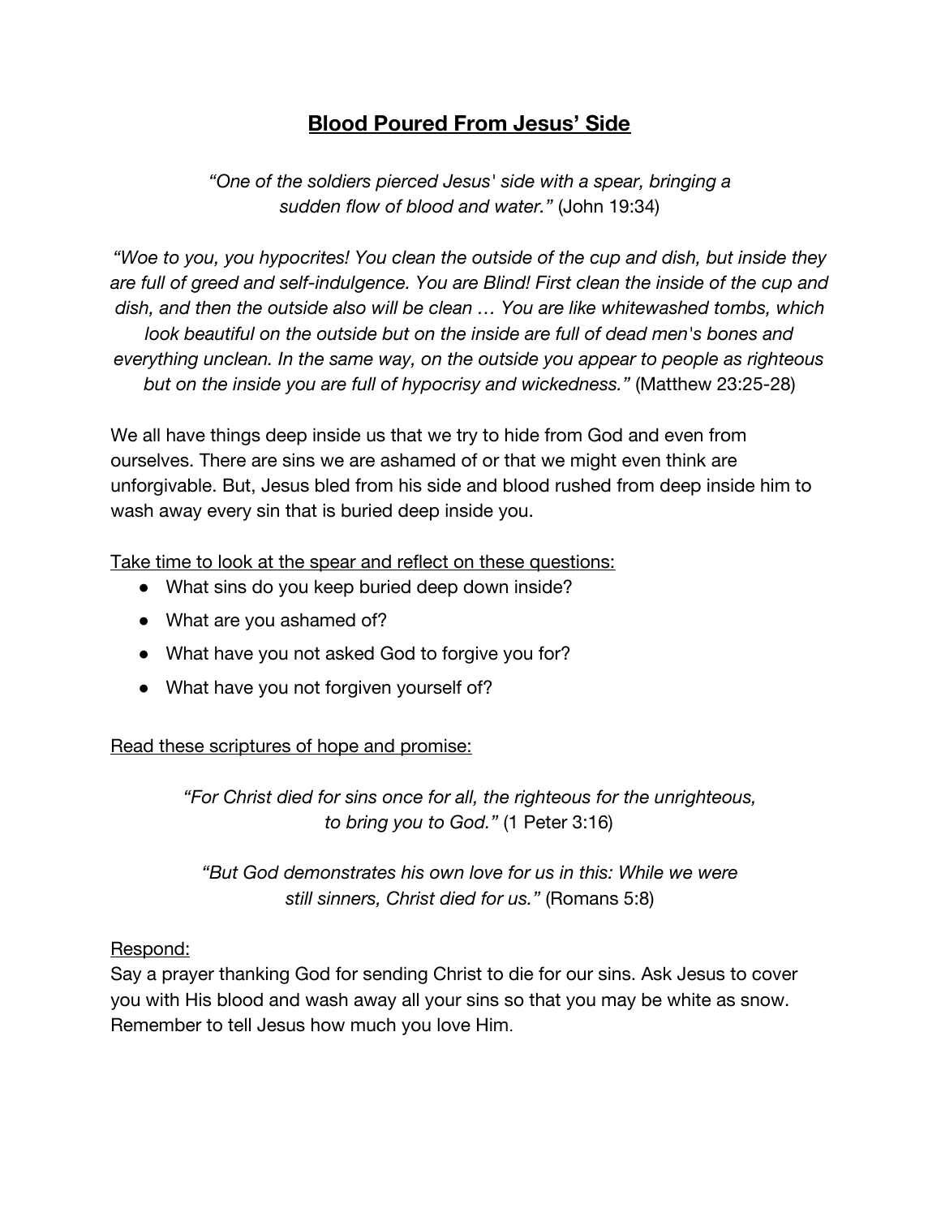# Blood Poured From Jesus' Side

*"One of the soldiers pierced Jesus' side with a spear, bringing a sudden flow of blood and water."* (John 19:34)

*"Woe to you, you hypocrites! You clean the outside of the cup and dish, but inside they are full of greed and self-indulgence. You are Blind! First clean the inside of the cup and dish, and then the outside also will be clean … You are like whitewashed tombs, which look beautiful on the outside but on the inside are full of dead men's bones and everything unclean. In the same way, on the outside you appear to people as righteous but on the inside you are full of hypocrisy and wickedness."* (Matthew 23:25-28)

We all have things deep inside us that we try to hide from God and even from ourselves. There are sins we are ashamed of or that we might even think are unforgivable. But, Jesus bled from his side and blood rushed from deep inside him to wash away every sin that is buried deep inside you.

<u>Take time to look at the spear and reflect on these questions:</u>

- What sins do you keep buried deep down inside?
- What are you ashamed of?
- What have you not asked God to forgive you for?
- What have you not forgiven yourself of?

<u>Read these scriptures of hope and promise:</u>

*"For Christ died for sins once for all, the righteous for the unrighteous, to bring you to God."* (1 Peter 3:16)

*"But God demonstrates his own love for us in this: While we were still sinners, Christ died for us."* (Romans 5:8)

<u>Respond:</u>

Say a prayer thanking God for sending Christ to die for our sins. Ask Jesus to cover you with His blood and wash away all your sins so that you may be white as snow. Remember to tell Jesus how much you love Him.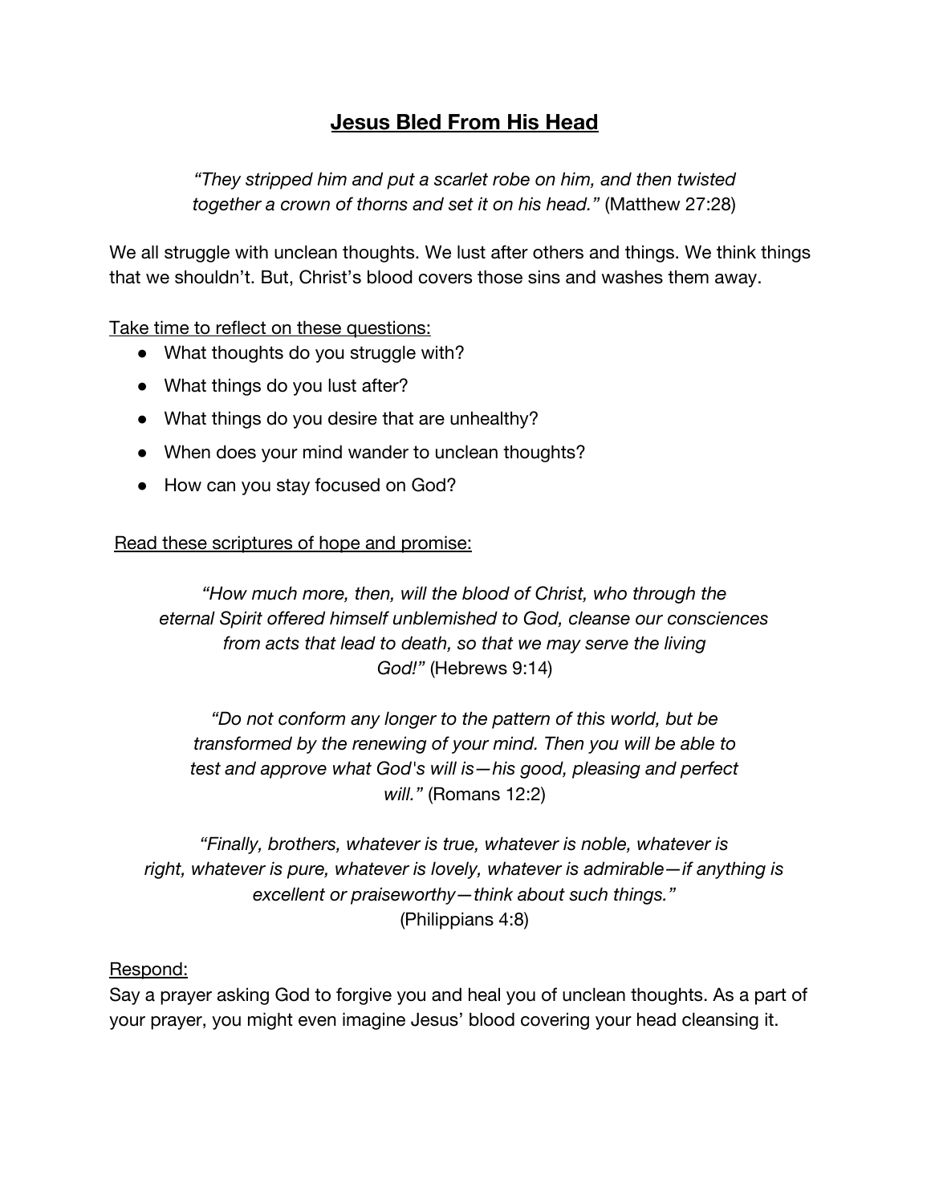# <u>Jesus Bled From His Head</u>

*"They stripped him and put a scarlet robe on him, and then twisted together a crown of thorns and set it on his head."* (Matthew 27:28)

We all struggle with unclean thoughts. We lust after others and things. We think things that we shouldn't. But, Christ's blood covers those sins and washes them away.

<u>Take time to reflect on these questions:</u>

- What thoughts do you struggle with?
- What things do you lust after?
- What things do you desire that are unhealthy?
- When does your mind wander to unclean thoughts?
- How can you stay focused on God?

<u>Read these scriptures of hope and promise:</u>

*"How much more, then, will the blood of Christ, who through the eternal Spirit offered himself unblemished to God, cleanse our consciences from acts that lead to death, so that we may serve the living God!"* (Hebrews 9:14)

*"Do not conform any longer to the pattern of this world, but be transformed by the renewing of your mind. Then you will be able to test and approve what God's will is—his good, pleasing and perfect will."* (Romans 12:2)

*"Finally, brothers, whatever is true, whatever is noble, whatever is right, whatever is pure, whatever is lovely, whatever is admirable—if anything is excellent or praiseworthy—think about such things."* (Philippians 4:8)

<u>Respond:</u>

Say a prayer asking God to forgive you and heal you of unclean thoughts. As a part of your prayer, you might even imagine Jesus' blood covering your head cleansing it.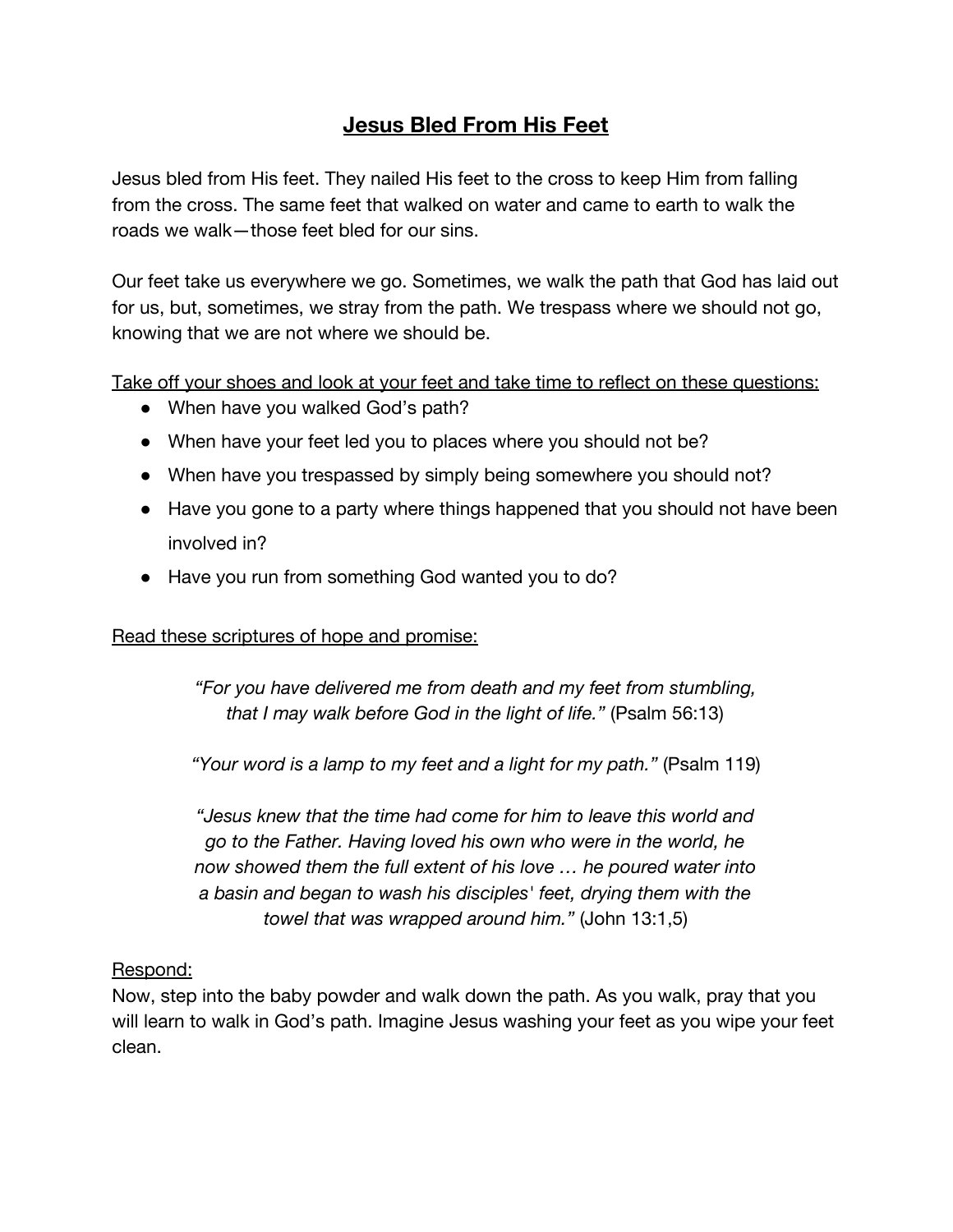# Jesus Bled From His Feet

Jesus bled from His feet. They nailed His feet to the cross to keep Him from falling from the cross. The same feet that walked on water and came to earth to walk the roads we walk—those feet bled for our sins.

Our feet take us everywhere we go. Sometimes, we walk the path that God has laid out for us, but, sometimes, we stray from the path. We trespass where we should not go, knowing that we are not where we should be.

<u>Take off your shoes and look at your feet and take time to reflect on these questions:</u>

- When have you walked God's path?
- When have your feet led you to places where you should not be?
- When have you trespassed by simply being somewhere you should not?
- Have you gone to a party where things happened that you should not have been involved in?
- Have you run from something God wanted you to do?

<u>Read these scriptures of hope and promise:</u>

*"For you have delivered me from death and my feet from stumbling, that I may walk before God in the light of life."* (Psalm 56:13)

*"Your word is a lamp to my feet and a light for my path."* (Psalm 119)

*"Jesus knew that the time had come for him to leave this world and go to the Father. Having loved his own who were in the world, he now showed them the full extent of his love … he poured water into a basin and began to wash his disciples' feet, drying them with the towel that was wrapped around him."* (John 13:1,5)

<u>Respond:</u>

Now, step into the baby powder and walk down the path. As you walk, pray that you will learn to walk in God's path. Imagine Jesus washing your feet as you wipe your feet clean.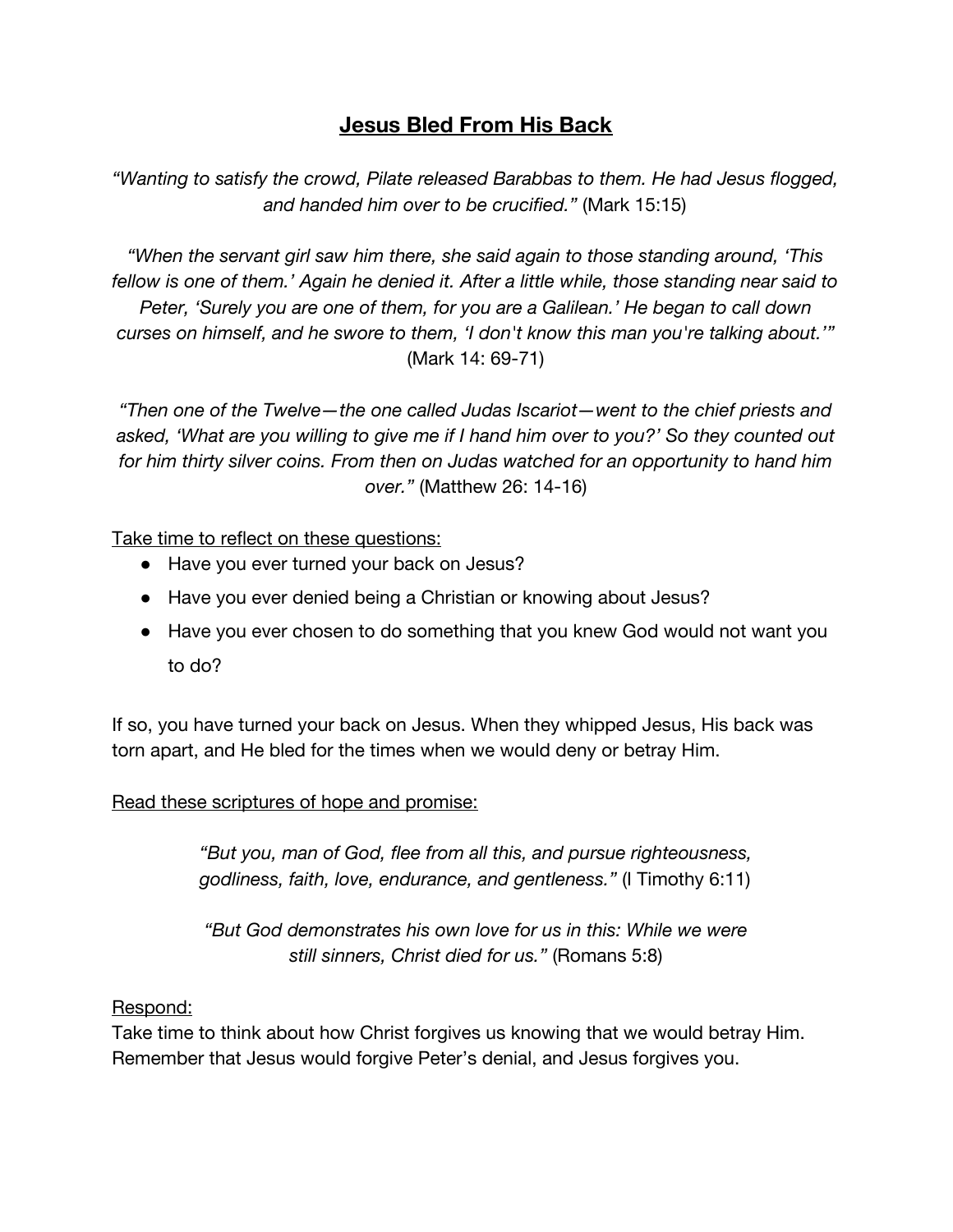# Jesus Bled From His Back

*"Wanting to satisfy the crowd, Pilate released Barabbas to them. He had Jesus flogged, and handed him over to be crucified."* (Mark 15:15)

*"When the servant girl saw him there, she said again to those standing around, 'This fellow is one of them.' Again he denied it. After a little while, those standing near said to Peter, 'Surely you are one of them, for you are a Galilean.' He began to call down curses on himself, and he swore to them, 'I don't know this man you're talking about.'"* (Mark 14: 69-71)

*"Then one of the Twelve—the one called Judas Iscariot—went to the chief priests and asked, 'What are you willing to give me if I hand him over to you?' So they counted out for him thirty silver coins. From then on Judas watched for an opportunity to hand him over."* (Matthew 26: 14-16)

<u>Take time to reflect on these questions:</u>

- Have you ever turned your back on Jesus?
- Have you ever denied being a Christian or knowing about Jesus?
- Have you ever chosen to do something that you knew God would not want you to do?

If so, you have turned your back on Jesus. When they whipped Jesus, His back was torn apart, and He bled for the times when we would deny or betray Him.

<u>Read these scriptures of hope and promise:</u>

> *"But you, man of God, flee from all this, and pursue righteousness, godliness, faith, love, endurance, and gentleness."* (I Timothy 6:11)

> *"But God demonstrates his own love for us in this: While we were still sinners, Christ died for us."* (Romans 5:8)

<u>Respond:</u>

Take time to think about how Christ forgives us knowing that we would betray Him. Remember that Jesus would forgive Peter's denial, and Jesus forgives you.